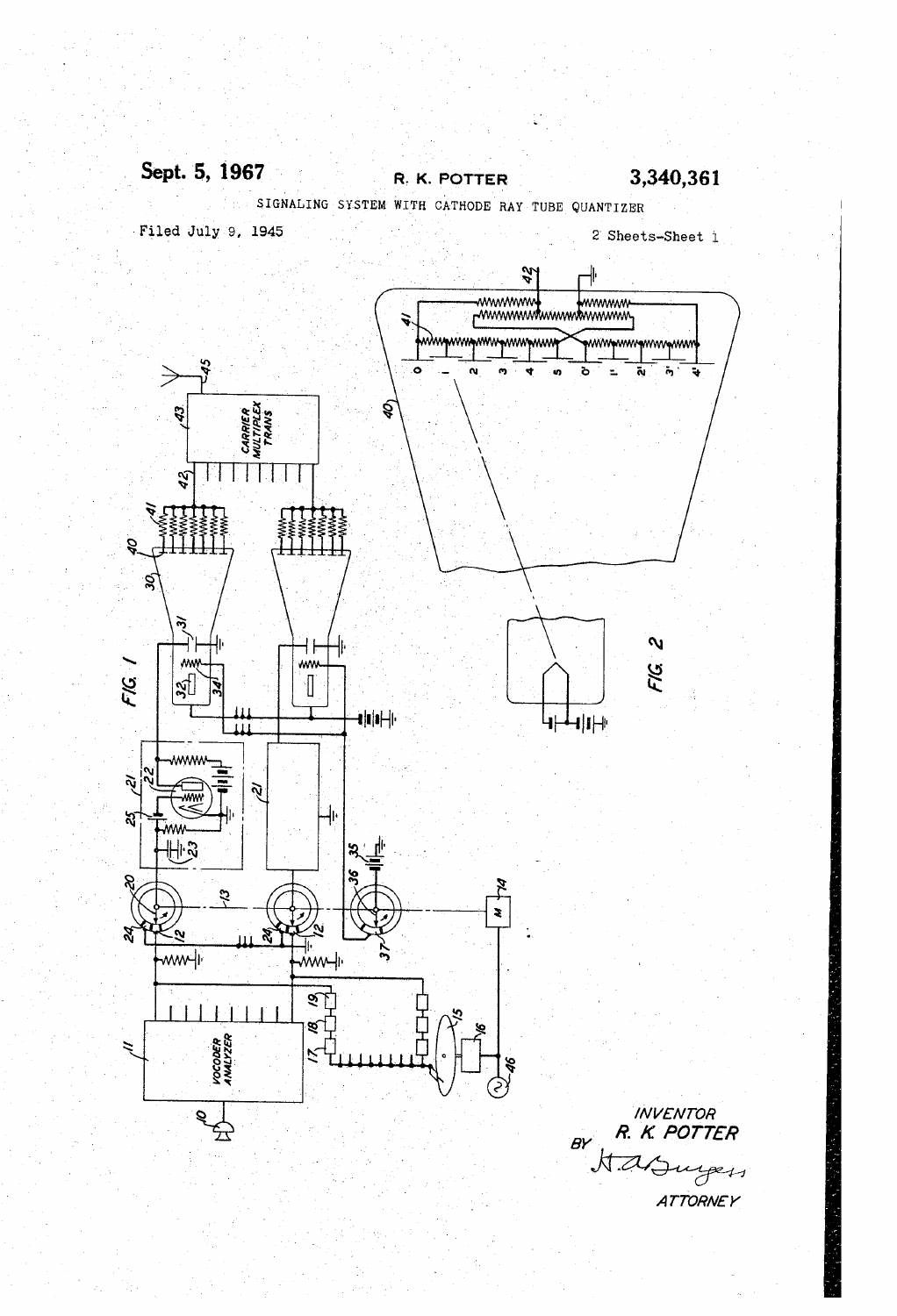Sept. 5, 1967 R. K. POTTER 3,340,361

SIGNALING SYSTEM WITH CATHODE RAY TUBE QUANTIZER

Filed July 9, 1945

2 Sheets-Sheet 1

FIG. 1

FIG. 2

INVENTOR
R. K. POTTER

BY H. A. Burgess

ATTORNEY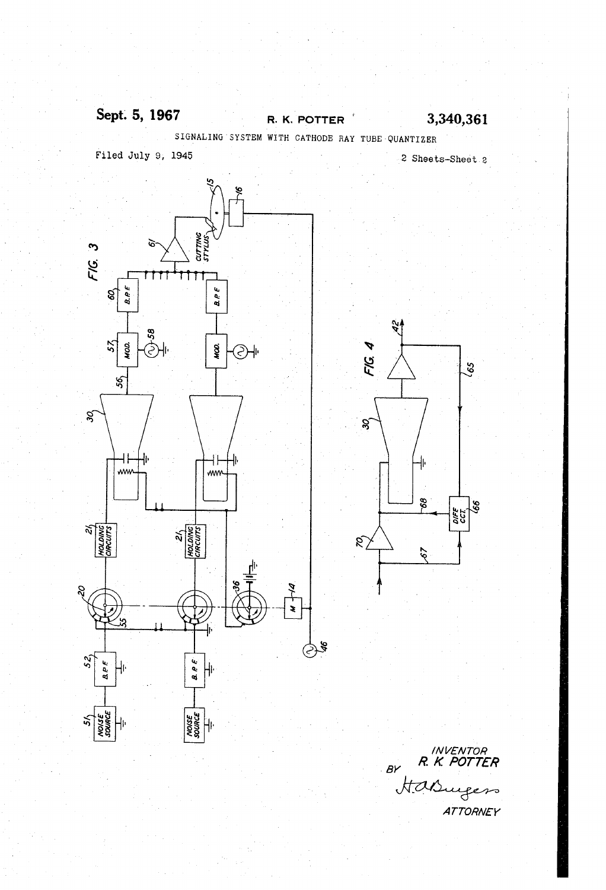Sept. 5, 1967

R. K. POTTER

3,340,361

SIGNALING SYSTEM WITH CATHODE RAY TUBE QUANTIZER

Filed July 9, 1945

2 Sheets-Sheet 2

FIG. 3

FIG. 4

INVENTOR
R. K. POTTER
BY
H. A. Burgess
ATTORNEY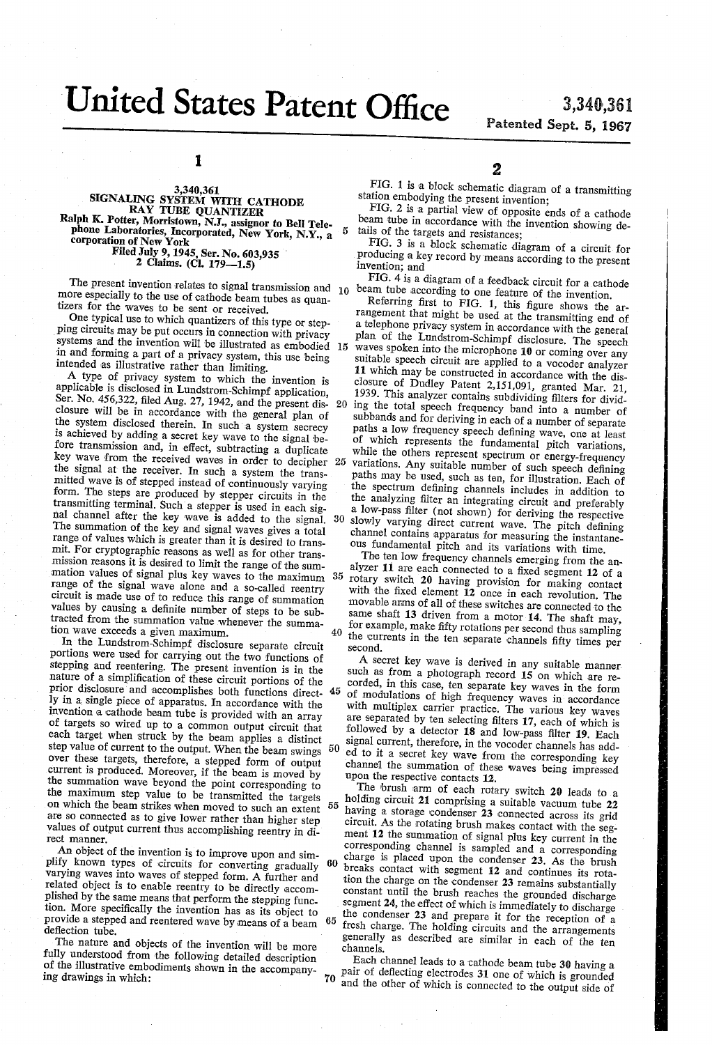# United States Patent Office

3,340,361
Patented Sept. 5, 1967

## 3,340,361
## SIGNALING SYSTEM WITH CATHODE RAY TUBE QUANTIZER

Ralph K. Potter, Morristown, N.J., assignor to Bell Telephone Laboratories, Incorporated, New York, N.Y., a corporation of New York
Filed July 9, 1945, Ser. No. 603,935
2 Claims. (Cl. 179—1.5)

The present invention relates to signal transmission and more especially to the use of cathode beam tubes as quantizers for the waves to be sent or received.

One typical use to which quantizers of this type or stepping circuits may be put occurs in connection with privacy systems and the invention will be illustrated as embodied in and forming a part of a privacy system, this use being intended as illustrative rather than limiting.

A type of privacy system to which the invention is applicable is disclosed in Lundstrom-Schimpf application, Ser. No. 456,322, filed Aug. 27, 1942, and the present disclosure will be in accordance with the general plan of the system disclosed therein. In such a system secrecy is achieved by adding a secret key wave to the signal before transmission and, in effect, subtracting a duplicate key wave from the received waves in order to decipher the signal at the receiver. In such a system the transmitted wave is of stepped instead of continuously varying form. The steps are produced by stepper circuits in the transmitting terminal. Such a stepper is used in each signal channel after the key wave is added to the signal. The summation of the key and signal waves gives a total range of values which is greater than it is desired to transmit. For cryptographic reasons as well as for other transmission reasons it is desired to limit the range of the summation values of signal plus key waves to the maximum range of the signal wave alone and a so-called reentry circuit is made use of to reduce this range of summation values by causing a definite number of steps to be subtracted from the summation value whenever the summation wave exceeds a given maximum.

In the Lundstrom-Schimpf disclosure separate circuit portions were used for carrying out the two functions of stepping and reentering. The present invention is in the nature of a simplification of these circuit portions of the prior disclosure and accomplishes both functions directly in a single piece of apparatus. In accordance with the invention a cathode beam tube is provided with an array of targets so wired up to a common output circuit that each target when struck by the beam applies a distinct step value of current to the output. When the beam swings over these targets, therefore, a stepped form of output current is produced. Moreover, if the beam is moved by the summation wave beyond the point corresponding to the maximum step value to be transmitted the targets on which the beam strikes when moved to such an extent are so connected as to give lower rather than higher step values of output current thus accomplishing reentry in direct manner.

An object of the invention is to improve upon and simplify known types of circuits for converting gradually varying waves into waves of stepped form. A further and related object is to enable reentry to be directly accomplished by the same means that perform the stepping function. More specifically the invention has as its object to provide a stepped and reentered wave by means of a beam deflection tube.

The nature and objects of the invention will be more fully understood from the following detailed description of the illustrative embodiments shown in the accompanying drawings in which:

FIG. 1 is a block schematic diagram of a transmitting station embodying the present invention;

FIG. 2 is a partial view of opposite ends of a cathode beam tube in accordance with the invention showing details of the targets and resistances;

FIG. 3 is a block schematic diagram of a circuit for producing a key record by means according to the present invention; and

FIG. 4 is a diagram of a feedback circuit for a cathode beam tube according to one feature of the invention.

Referring first to FIG. 1, this figure shows the arrangement that might be used at the transmitting end of a telephone privacy system in accordance with the general plan of the Lundstrom-Schimpf disclosure. The speech waves spoken into the microphone 10 or coming over any suitable speech circuit are applied to a vocoder analyzer 11 which may be constructed in accordance with the disclosure of Dudley Patent 2,151,091, granted Mar. 21, 1939. This analyzer contains subdividing filters for dividing the total speech frequency band into a number of subbands and for deriving in each of a number of separate paths a low frequency speech defining wave, one at least of which represents the fundamental pitch variations, while the others represent spectrum or energy-frequency variations. Any suitable number of such speech defining paths may be used, such as ten, for illustration. Each of the spectrum defining channels includes in addition to the analyzing filter an integrating circuit and preferably a low-pass filter (not shown) for deriving the respective slowly varying direct current wave. The pitch defining channel contains apparatus for measuring the instantaneous fundamental pitch and its variations with time.

The ten low frequency channels emerging from the analyzer 11 are each connected to a fixed segment 12 of a rotary switch 20 having provision for making contact with the fixed element 12 once in each revolution. The movable arms of all of these switches are connected to the same shaft 13 driven from a motor 14. The shaft may, for example, make fifty rotations per second thus sampling the currents in the ten separate channels fifty times per second.

A secret key wave is derived in any suitable manner such as from a photograph record 15 on which are recorded, in this case, ten separate key waves in the form of modulations of high frequency waves in accordance with multiplex carrier practice. The various key waves are separated by ten selecting filters 17, each of which is followed by a detector 18 and low-pass filter 19. Each signal current, therefore, in the vocoder channels has added to it a secret key wave from the corresponding key channel the summation of these waves being impressed upon the respective contacts 12.

The brush arm of each rotary switch 20 leads to a holding circuit 21 comprising a suitable vacuum tube 22 having a storage condenser 23 connected across its grid circuit. As the rotating brush makes contact with the segment 12 the summation of signal plus key current in the corresponding channel is sampled and a corresponding charge is placed upon the condenser 23. As the brush breaks contact with segment 12 and continues its rotation the charge on the condenser 23 remains substantially constant until the brush reaches the grounded discharge segment 24, the effect of which is immediately to discharge the condenser 23 and prepare it for the reception of a fresh charge. The holding circuits and the arrangements generally as described are similar in each of the ten channels.

Each channel leads to a cathode beam tube 30 having a pair of deflecting electrodes 31 one of which is grounded and the other of which is connected to the output side of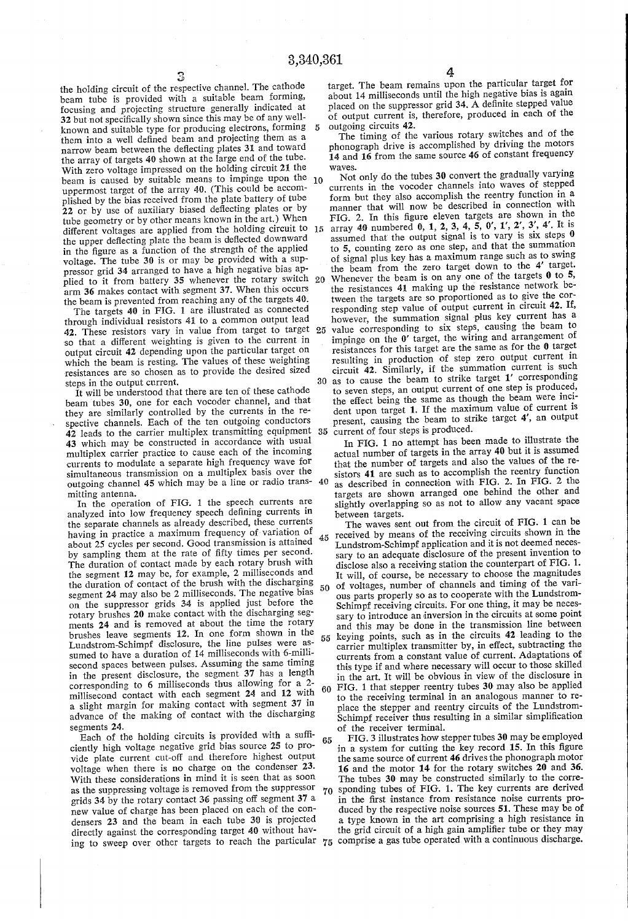the holding circuit of the respective channel. The cathode beam tube is provided with a suitable beam forming, focusing and projecting structure generally indicated at **32** but not specifically shown since this may be of any well-known and suitable type for producing electrons, forming them into a well defined beam and projecting them as a narrow beam between the deflecting plates **31** and toward the array of targets **40** shown at the large end of the tube. With zero voltage impressed on the holding circuit **21** the beam is caused by suitable means to impinge upon the uppermost target of the array **40**. (This could be accomplished by the bias received from the plate battery of tube **22** or by use of auxiliary biased deflecting plates or by tube geometry or by other means known in the art.) When different voltages are applied from the holding circuit to the upper deflecting plate the beam is deflected downward in the figure as a function of the strength of the applied voltage. The tube **30** is or may be provided with a suppressor grid **34** arranged to have a high negative bias applied to it from battery **35** whenever the rotary switch arm **36** makes contact with segment **37**. When this occurs the beam is prevented from reaching any of the targets **40**.

The targets **40** in FIG. 1 are illustrated as connected through individual resistors **41** to a common output lead **42**. These resistors vary in value from target to target so that a different weighting is given to the current in output circuit **42** depending upon the particular target on which the beam is resting. The values of these weighting resistances are so chosen as to provide the desired sized steps in the output current.

It will be understood that there are ten of these cathode beam tubes **30**, one for each vocoder channel, and that they are similarly controlled by the currents in the respective channels. Each of the ten outgoing conductors **42** leads to the carrier multiplex transmitting equipment **43** which may be constructed in accordance with usual multiplex carrier practice to cause each of the incoming currents to modulate a separate high frequency wave for simultaneous transmission on a multiplex basis over the outgoing channel **45** which may be a line or radio transmitting antenna.

In the operation of FIG. 1 the speech currents are analyzed into low frequency speech defining currents in the separate channels as already described, these currents having in practice a maximum frequency of variation of about 25 cycles per second. Good transmission is attained by sampling them at the rate of fifty times per second. The duration of contact made by each rotary brush with the segment **12** may be, for example, 2 milliseconds and the duration of contact of the brush with the discharging segment **24** may also be 2 milliseconds. The negative bias on the suppressor grids **34** is applied just before the rotary brushes **20** make contact with the discharging segments **24** and is removed at about the time the rotary brushes leave segments **12**. In one form shown in the Lundstrom-Schimpf disclosure, the line pulses were assumed to have a duration of 14 milliseconds with 6-millisecond spaces between pulses. Assuming the same timing in the present disclosure, the segment **37** has a length corresponding to 6 milliseconds thus allowing for a 2-millisecond contact with each segment **24** and **12** with a slight margin for making contact with segment **37** in advance of the making of contact with the discharging segments **24**.

Each of the holding circuits is provided with a sufficiently high voltage negative grid bias source **25** to provide plate current cut-off and therefore highest output voltage when there is no charge on the condenser **23**. With these considerations in mind it is seen that as soon as the suppressing voltage is removed from the suppressor grids **34** by the rotary contact **36** passing off segment **37** a new value of charge has been placed on each of the condensers **23** and the beam in each tube **30** is projected directly against the corresponding target **40** without having to sweep over other targets to reach the particular target. The beam remains upon the particular target for about 14 milliseconds until the high negative bias is again placed on the suppressor grid **34**. A definite stepped value of output current is, therefore, produced in each of the outgoing circuits **42**.

The timing of the various rotary switches and of the phonograph drive is accomplished by driving the motors **14** and **16** from the same source **46** of constant frequency waves.

Not only do the tubes **30** convert the gradually varying currents in the vocoder channels into waves of stepped form but they also accomplish the reentry function in a manner that will now be described in connection with FIG. 2. In this figure eleven targets are shown in the array **40** numbered **0, 1, 2, 3, 4, 5, 0′, 1′, 2′, 3′, 4′**. It is assumed that the output signal is to vary is six steps **0** to **5**, counting zero as one step, and that the summation of signal plus key has a maximum range such as to swing the beam from the zero target down to the **4′** target. Whenever the beam is on any one of the targets **0** to **5**, the resistances **41** making up the resistance network between the targets are so proportioned as to give the corresponding step value of output current in circuit **42**. If, however, the summation signal plus key current has a value corresponding to six steps, causing the beam to impinge on the **0′** target, the wiring and arrangement of resistances for this target are the same as for the **0** target resulting in production of step zero output current in circuit **42**. Similarly, if the summation current is such as to cause the beam to strike target **1′** corresponding to seven steps, an output current of one step is produced, the effect being the same as though the beam were incident upon target **1**. If the maximum value of current is present, causing the beam to strike target **4′**, an output current of four steps is produced.

In FIG. 1 no attempt has been made to illustrate the actual number of targets in the array **40** but it is assumed that the number of targets and also the values of the resistors **41** are such as to accomplish the reentry function as described in connection with FIG. 2. In FIG. 2 the targets are shown arranged one behind the other and slightly overlapping so as not to allow any vacant space between targets.

The waves sent out from the circuit of FIG. 1 can be received by means of the receiving circuits shown in the Lundstrom-Schimpf application and it is not deemed necessary to an adequate disclosure of the present invention to disclose also a receiving station the counterpart of FIG. 1. It will, of course, be necessary to choose the magnitudes of voltages, number of channels and timing of the various parts properly so as to cooperate with the Lundstrom-Schimpf receiving circuits. For one thing, it may be necessary to introduce an inversion in the circuits at some point and this may be done in the transmission line between keying points, such as in the circuits **42** leading to the carrier multiplex transmitter by, in effect, subtracting the currents from a constant value of current. Adaptations of this type if and where necessary will occur to those skilled in the art. It will be obvious in view of the disclosure in FIG. 1 that stepper reentry tubes **30** may also be applied to the receiving terminal in an analogous manner to replace the stepper and reentry circuits of the Lundstrom-Schimpf receiver thus resulting in a similar simplification of the receiver terminal.

FIG. 3 illustrates how stepper tubes **30** may be employed in a system for cutting the key record **15**. In this figure the same source of current **46** drives the phonograph motor **16** and the motor **14** for the rotary switches **20** and **36**. The tubes **30** may be constructed similarly to the corresponding tubes of FIG. 1. The key currents are derived in the first instance from resistance noise currents produced by the respective noise sources **51**. These may be of a type known in the art comprising a high resistance in the grid circuit of a high gain amplifier tube or they may comprise a gas tube operated with a continuous discharge.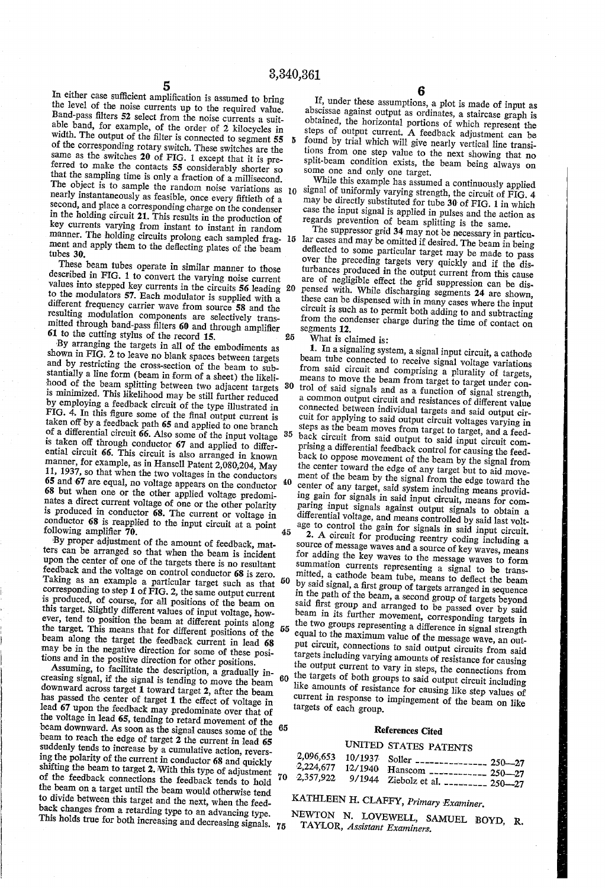In either case sufficient amplification is assumed to bring the level of the noise currents up to the required value. Band-pass filters 52 select from the noise currents a suitable band, for example, of the order of 2 kilocycles in width. The output of the filter is connected to segment 55 of the corresponding rotary switch. These switches are the same as the switches 20 of FIG. 1 except that it is preferred to make the contacts 55 considerably shorter so that the sampling time is only a fraction of a millisecond. The object is to sample the random noise variations as nearly instantaneously as feasible, once every fiftieth of a second, and place a corresponding charge on the condenser in the holding circuit 21. This results in the production of key currents varying from instant to instant in random manner. The holding circuits prolong each sampled fragment and apply them to the deflecting plates of the beam tubes 30.

These beam tubes operate in similar manner to those described in FIG. 1 to convert the varying noise current values into stepped key currents in the circuits 56 leading to the modulators 57. Each modulator is supplied with a different frequency carrier wave from source 58 and the resulting modulation components are selectively transmitted through band-pass filters 60 and through amplifier 61 to the cutting stylus of the record 15.

By arranging the targets in all of the embodiments as shown in FIG. 2 to leave no blank spaces between targets and by restricting the cross-section of the beam to substantially a line form (beam in form of a sheet) the likelihood of the beam splitting between two adjacent targets is minimized. This likelihood may be still further reduced by employing a feedback circuit of the type illustrated in FIG. 4. In this figure some of the final output current is taken off by a feedback path 65 and applied to one branch of a differential circuit 66. Also some of the input voltage is taken off through conductor 67 and applied to differential circuit 66. This circuit is also arranged in known manner, for example, as in Hansell Patent 2,080,204, May 11, 1937, so that when the two voltages in the conductors 65 and 67 are equal, no voltage appears on the conductor 68 but when one or the other applied voltage predominates a direct current voltage of one or the other polarity is produced in conductor 68. The current or voltage in conductor 68 is reapplied to the input circuit at a point following amplifier 70.

By proper adjustment of the amount of feedback, matters can be arranged so that when the beam is incident upon the center of one of the targets there is no resultant feedback and the voltage on control conductor 68 is zero. Taking as an example a particular target such as that corresponding to step 1 of FIG. 2, the same output current is produced, of course, for all positions of the beam on this target. Slightly different values of input voltage, however, tend to position the beam at different points along the target. This means that for different positions of the beam along the target the feedback current in lead 68 may be in the negative direction for some of these positions and in the positive direction for other positions.

Assuming, to facilitate the description, a gradually increasing signal, if the signal is tending to move the beam downward across target 1 toward target 2, after the beam has passed the center of target 1 the effect of voltage in lead 67 upon the feedback may predominate over that of the voltage in lead 65, tending to retard movement of the beam downward. As soon as the signal causes some of the beam to reach the edge of target 2 the current in lead 65 suddenly tends to increase by a cumulative action, reversing the polarity of the current in conductor 68 and quickly shifting the beam to target 2. With this type of adjustment of the feedback connections the feedback tends to hold the beam on a target until the beam would otherwise tend to divide between this target and the next, when the feedback changes from a retarding type to an advancing type. This holds true for both increasing and decreasing signals.

If, under these assumptions, a plot is made of input as abscissae against output as ordinates, a staircase graph is obtained, the horizontal portions of which represent the steps of output current. A feedback adjustment can be found by trial which will give nearly vertical line transitions from one step value to the next showing that no split-beam condition exists, the beam being always on some one and only one target.

While this example has assumed a continuously applied signal of uniformly varying strength, the circuit of FIG. 4 may be directly substituted for tube 30 of FIG. 1 in which case the input signal is applied in pulses and the action as regards prevention of beam splitting is the same.

The suppressor grid 34 may not be necessary in particular cases and may be omitted if desired. The beam in being deflected to some particular target may be made to pass over the preceding targets very quickly and if the disturbances produced in the output current from this cause are of negligible effect the grid suppression can be dispensed with. While discharging segments 24 are shown, these can be dispensed with in many cases where the input circuit is such as to permit both adding to and subtracting from the condenser charge during the time of contact on segments 12.

What is claimed is:

1. In a signaling system, a signal input circuit, a cathode beam tube connected to receive signal voltage variations from said circuit and comprising a plurality of targets, means to move the beam from target to target under control of said signals and as a function of signal strength, a common output circuit and resistances of different value connected between individual targets and said output circuit for applying to said output circuit voltages varying in steps as the beam moves from target to target, and a feedback circuit from said output to said input circuit comprising a differential feedback control for causing the feedback to oppose movement of the beam by the signal from the center toward the edge of any target but to aid movement of the beam by the signal from the edge toward the center of any target, said system including means providing gain for signals in said input circuit, means for comparing input signals against output signals to obtain a differential voltage, and means controlled by said last voltage to control the gain for signals in said input circuit.

2. A circuit for producing reentry coding including a source of message waves and a source of key waves, means for adding the key waves to the message waves to form summation currents representing a signal to be transmitted, a cathode beam tube, means to deflect the beam by said signal, a first group of targets arranged in sequence in the path of the beam, a second group of targets beyond said first group and arranged to be passed over by said beam in its further movement, corresponding targets in the two groups representing a difference in signal strength equal to the maximum value of the message wave, an output circuit, connections to said output circuits from said targets including varying amounts of resistance for causing the output current to vary in steps, the connections from the targets of both groups to said output circuit including like amounts of resistance for causing like step values of current in response to impingement of the beam on like targets of each group.

## References Cited

UNITED STATES PATENTS

| | | | |
|---|---|---|---|
| 2,096,653 | 10/1937 | Soller | 250—27 |
| 2,224,677 | 12/1940 | Hanscom | 250—27 |
| 2,357,922 | 9/1944 | Ziebolz et al. | 250—27 |

KATHLEEN H. CLAFFY, *Primary Examiner.*

NEWTON N. LOVEWELL, SAMUEL BOYD, R. TAYLOR, *Assistant Examiners.*